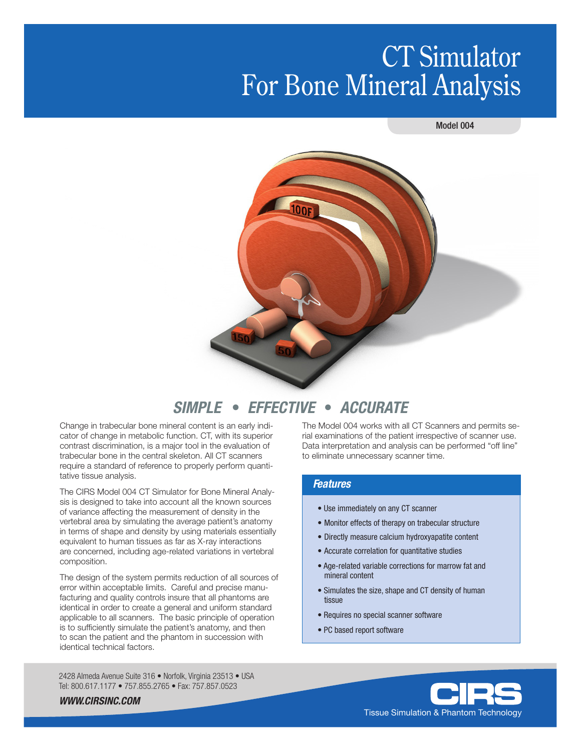# CT Simulator For Bone Mineral Analysis

Model 004

## SIMPLE • EFFECTIVE • ACCURATE

Change in trabecular bone mineral content is an early indicator of change in metabolic function. CT, with its superior contrast discrimination, is a major tool in the evaluation of trabecular bone in the central skeleton. All CT scanners require a standard of reference to properly perform quantitative tissue analysis.

The CIRS Model 004 CT Simulator for Bone Mineral Analysis is designed to take into account all the known sources of variance affecting the measurement of density in the vertebral area by simulating the average patient's anatomy in terms of shape and density by using materials essentially equivalent to human tissues as far as X-ray interactions are concerned, including age-related variations in vertebral composition.

The design of the system permits reduction of all sources of error within acceptable limits. Careful and precise manufacturing and quality controls insure that all phantoms are identical in order to create a general and uniform standard applicable to all scanners. The basic principle of operation is to sufficiently simulate the patient's anatomy, and then to scan the patient and the phantom in succession with identical technical factors.

The Model 004 works with all CT Scanners and permits serial examinations of the patient irrespective of scanner use. Data interpretation and analysis can be performed "off line" to eliminate unnecessary scanner time.

### Features

- Use immediately on any CT scanner
- Monitor effects of therapy on trabecular structure
- Directly measure calcium hydroxyapatite content
- Accurate correlation for quantitative studies
- Age-related variable corrections for marrow fat and mineral content
- Simulates the size, shape and CT density of human tissue
- Requires no special scanner software
- PC based report software

2428 Almeda Avenue Suite 316 • Norfolk, Virginia 23513 • USA
Tel: 800.617.1177 • 757.855.2765 • Fax: 757.857.0523

***WWW.CIRSINC.COM***

CIRS
Tissue Simulation & Phantom Technology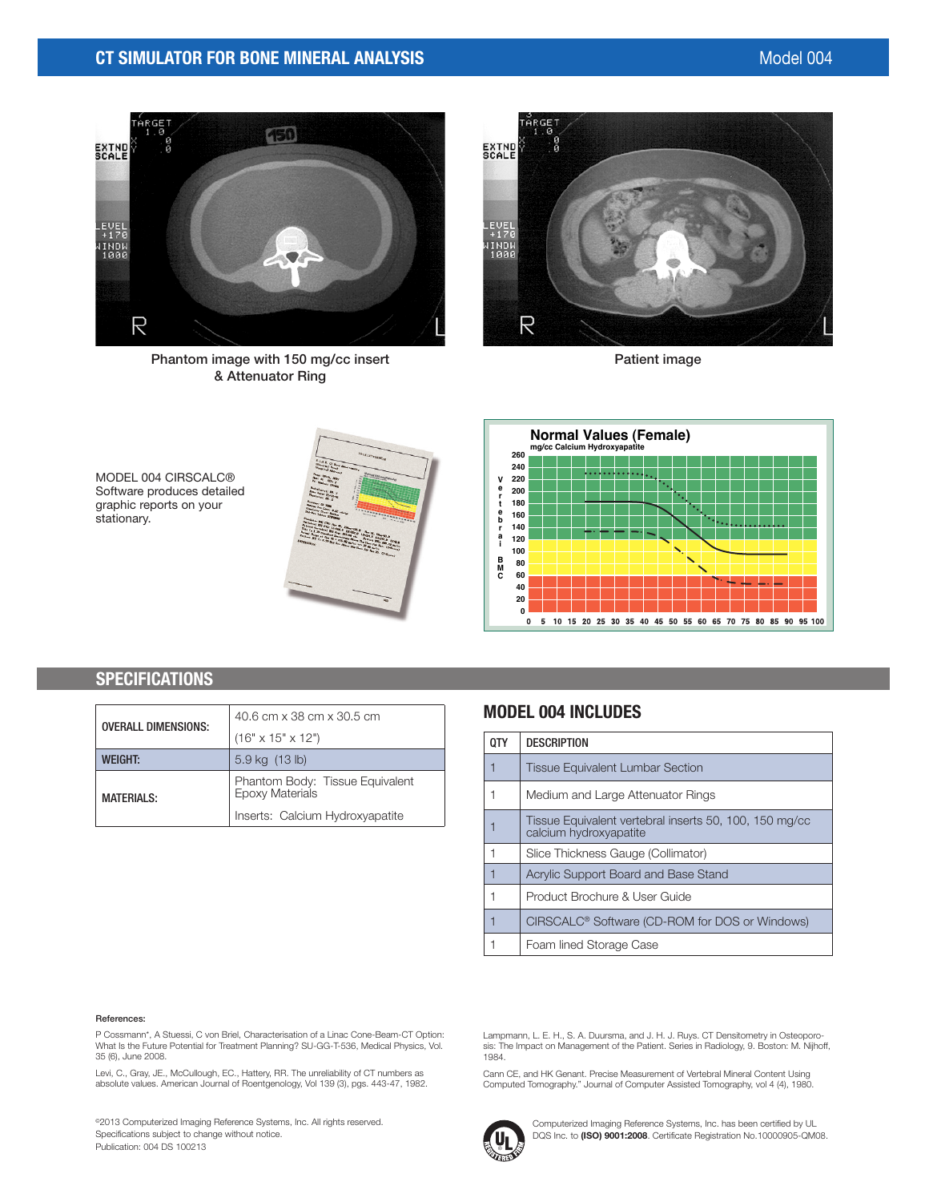## CT SIMULATOR FOR BONE MINERAL ANALYSIS

Model 004

Phantom image with 150 mg/cc insert & Attenuator Ring

Patient image

MODEL 004 CIRSCALC® Software produces detailed graphic reports on your stationary.

Normal Values (Female)
mg/cc Calcium Hydroxyapatite

Vertebral BMC

260
240
220
200
180
160
140
120
100
80
60
40
20
0

0 5 10 15 20 25 30 35 40 45 50 55 60 65 70 75 80 85 90 95 100

## SPECIFICATIONS

| | |
|---|---|
| OVERALL DIMENSIONS: | 40.6 cm x 38 cm x 30.5 cm (16" x 15" x 12") |
| WEIGHT: | 5.9 kg (13 lb) |
| MATERIALS: | Phantom Body: Tissue Equivalent Epoxy Materials<br>Inserts: Calcium Hydroxyapatite |

## MODEL 004 INCLUDES

| QTY | DESCRIPTION |
|---|---|
| 1 | Tissue Equivalent Lumbar Section |
| 1 | Medium and Large Attenuator Rings |
| 1 | Tissue Equivalent vertebral inserts 50, 100, 150 mg/cc calcium hydroxyapatite |
| 1 | Slice Thickness Gauge (Collimator) |
| 1 | Acrylic Support Board and Base Stand |
| 1 | Product Brochure & User Guide |
| 1 | CIRSCALC® Software (CD-ROM for DOS or Windows) |
| 1 | Foam lined Storage Case |

**References:**

P Cossmann*, A Stuessi, C von Briel, Characterisation of a Linac Cone-Beam-CT Option: What Is the Future Potential for Treatment Planning? SU-GG-T-536, Medical Physics, Vol. 35 (6), June 2008.

Levi, C., Gray, JE., McCullough, EC., Hattery, RR. The unreliability of CT numbers as absolute values. American Journal of Roentgenology, Vol 139 (3), pgs. 443-47, 1982.

Lampmann, L. E. H., S. A. Duursma, and J. H. J. Ruys. CT Densitometry in Osteoporosis: The Impact on Management of the Patient. Series in Radiology, 9. Boston: M. Nijhoff, 1984.

Cann CE, and HK Genant. Precise Measurement of Vertebral Mineral Content Using Computed Tomography." Journal of Computer Assisted Tomography, vol 4 (4), 1980.

©2013 Computerized Imaging Reference Systems, Inc. All rights reserved.
Specifications subject to change without notice.
Publication: 004 DS 100213

Computerized Imaging Reference Systems, Inc. has been certified by UL DQS Inc. to **(ISO) 9001:2008**. Certificate Registration No.10000905-QM08.